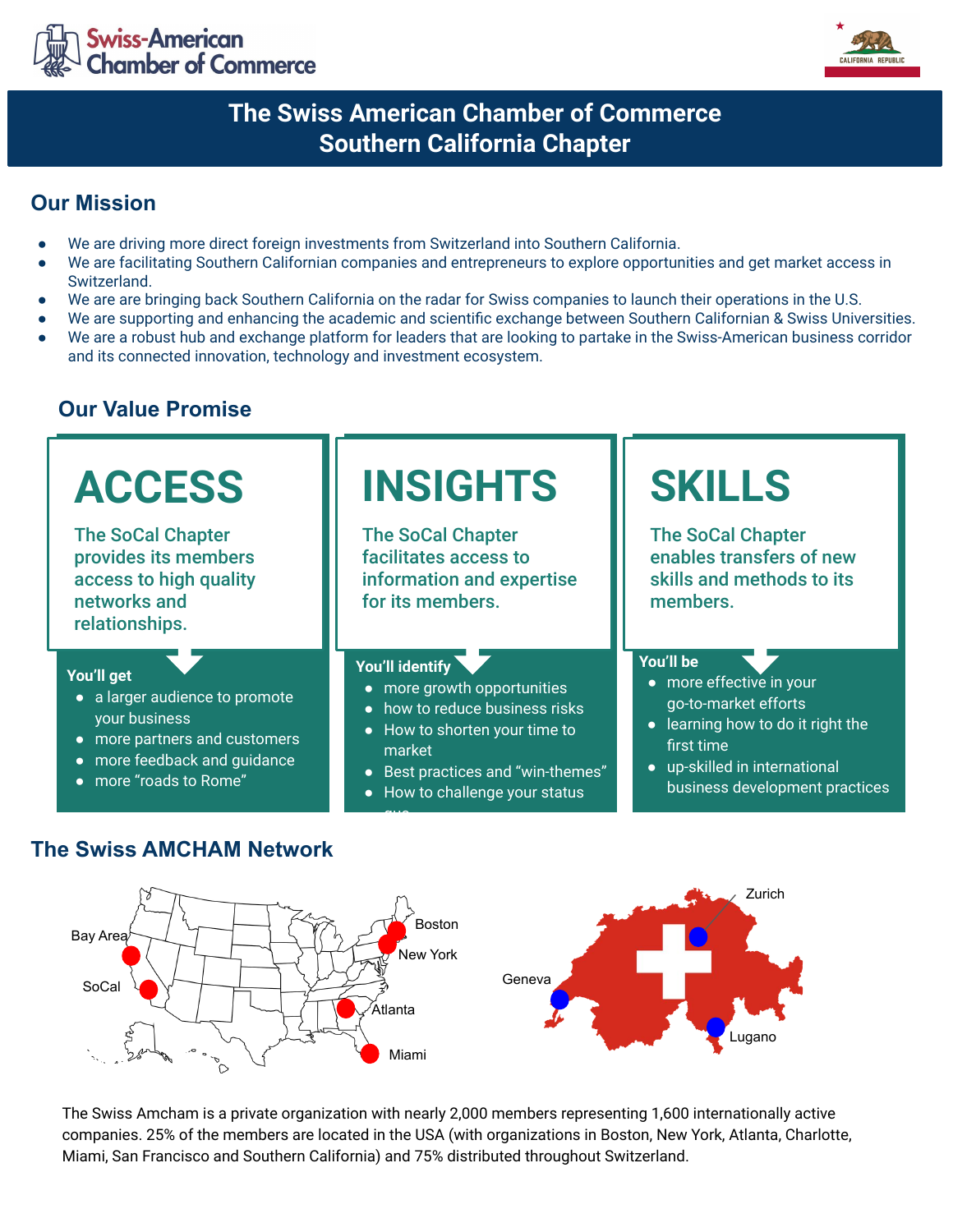# The Swiss American Chamber of Commerce
# Southern California Chapter

## Our Mission

- We are driving more direct foreign investments from Switzerland into Southern California.
- We are facilitating Southern Californian companies and entrepreneurs to explore opportunities and get market access in Switzerland.
- We are are bringing back Southern California on the radar for Swiss companies to launch their operations in the U.S.
- We are supporting and enhancing the academic and scientific exchange between Southern Californian & Swiss Universities.
- We are a robust hub and exchange platform for leaders that are looking to partake in the Swiss-American business corridor and its connected innovation, technology and investment ecosystem.

## Our Value Promise

### ACCESS

**The SoCal Chapter provides its members access to high quality networks and relationships.**

**You'll get**

- a larger audience to promote your business
- more partners and customers
- more feedback and guidance
- more "roads to Rome"

### INSIGHTS

**The SoCal Chapter facilitates access to information and expertise for its members.**

**You'll identify**

- more growth opportunities
- how to reduce business risks
- How to shorten your time to market
- Best practices and "win-themes"
- How to challenge your status quo

### SKILLS

**The SoCal Chapter enables transfers of new skills and methods to its members.**

**You'll be**

- more effective in your go-to-market efforts
- learning how to do it right the first time
- up-skilled in international business development practices

## The Swiss AMCHAM Network

Bay Area, SoCal, Boston, New York, Atlanta, Miami

Zurich, Geneva, Lugano

The Swiss Amcham is a private organization with nearly 2,000 members representing 1,600 internationally active companies. 25% of the members are located in the USA (with organizations in Boston, New York, Atlanta, Charlotte, Miami, San Francisco and Southern California) and 75% distributed throughout Switzerland.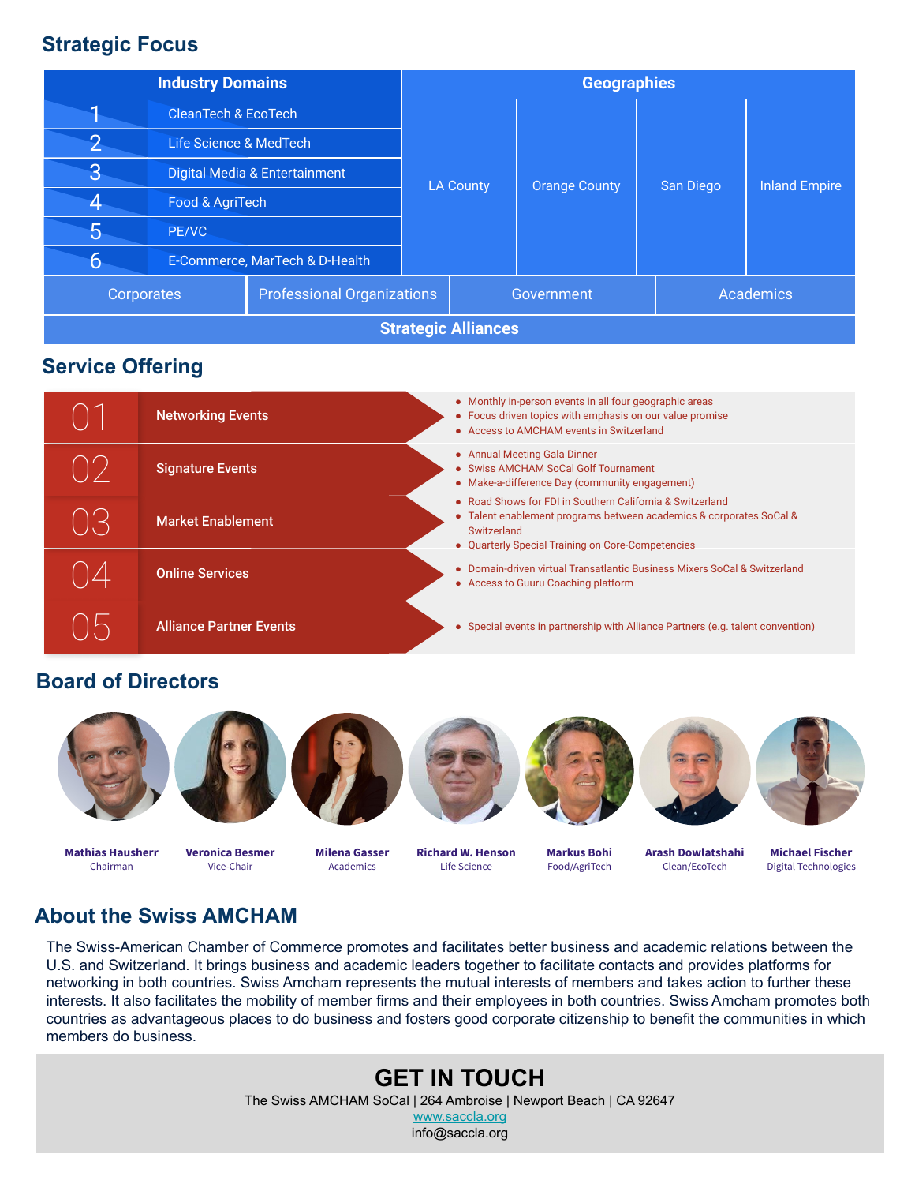## Strategic Focus

| Industry Domains | | Geographies | | | |
|---|---|---|---|---|---|
| 1 | CleanTech & EcoTech | LA County | Orange County | San Diego | Inland Empire |
| 2 | Life Science & MedTech | | | | |
| 3 | Digital Media & Entertainment | | | | |
| 4 | Food & AgriTech | | | | |
| 5 | PE/VC | | | | |
| 6 | E-Commerce, MarTech & D-Health | | | | |

| Corporates | Professional Organizations | Government | Academics |
|---|---|---|---|
| Strategic Alliances | | | |

## Service Offering

**01 Networking Events**
- Monthly in-person events in all four geographic areas
- Focus driven topics with emphasis on our value promise
- Access to AMCHAM events in Switzerland

**02 Signature Events**
- Annual Meeting Gala Dinner
- Swiss AMCHAM SoCal Golf Tournament
- Make-a-difference Day (community engagement)

**03 Market Enablement**
- Road Shows for FDI in Southern California & Switzerland
- Talent enablement programs between academics & corporates SoCal & Switzerland
- Quarterly Special Training on Core-Competencies

**04 Online Services**
- Domain-driven virtual Transatlantic Business Mixers SoCal & Switzerland
- Access to Guuru Coaching platform

**05 Alliance Partner Events**
- Special events in partnership with Alliance Partners (e.g. talent convention)

## Board of Directors

**Mathias Hausherr** – Chairman

**Veronica Besmer** – Vice-Chair

**Milena Gasser** – Academics

**Richard W. Henson** – Life Science

**Markus Bohi** – Food/AgriTech

**Arash Dowlatshahi** – Clean/EcoTech

**Michael Fischer** – Digital Technologies

## About the Swiss AMCHAM

The Swiss-American Chamber of Commerce promotes and facilitates better business and academic relations between the U.S. and Switzerland. It brings business and academic leaders together to facilitate contacts and provides platforms for networking in both countries. Swiss Amcham represents the mutual interests of members and takes action to further these interests. It also facilitates the mobility of member firms and their employees in both countries. Swiss Amcham promotes both countries as advantageous places to do business and fosters good corporate citizenship to benefit the communities in which members do business.

## GET IN TOUCH

The Swiss AMCHAM SoCal | 264 Ambroise | Newport Beach | CA 92647

www.saccla.org

info@saccla.org